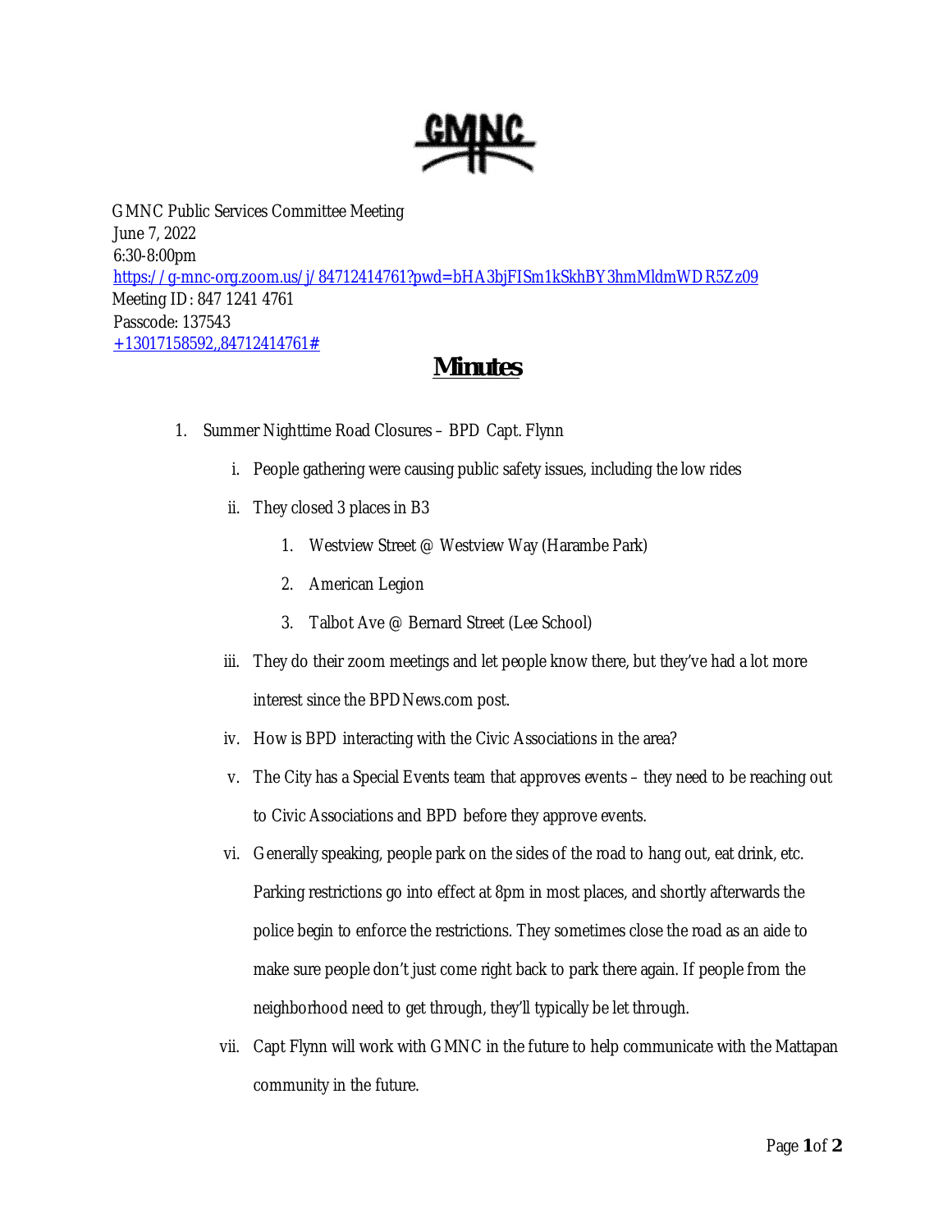GMNC

GMNC Public Services Committee Meeting
June 7, 2022
6:30-8:00pm
https://g-mnc-org.zoom.us/j/84712414761?pwd=bHA3bjFISm1kSkhBY3hmMldmWDR5Zz09
Meeting ID: 847 1241 4761
Passcode: 137543
+13017158592,,84712414761#

# Minutes

1. Summer Nighttime Road Closures – BPD Capt. Flynn
   i. People gathering were causing public safety issues, including the low rides
   ii. They closed 3 places in B3
      1. Westview Street @ Westview Way (Harambe Park)
      2. American Legion
      3. Talbot Ave @ Bernard Street (Lee School)
   iii. They do their zoom meetings and let people know there, but they've had a lot more interest since the BPDNews.com post.
   iv. How is BPD interacting with the Civic Associations in the area?
   v. The City has a Special Events team that approves events – they need to be reaching out to Civic Associations and BPD before they approve events.
   vi. Generally speaking, people park on the sides of the road to hang out, eat drink, etc. Parking restrictions go into effect at 8pm in most places, and shortly afterwards the police begin to enforce the restrictions. They sometimes close the road as an aide to make sure people don't just come right back to park there again. If people from the neighborhood need to get through, they'll typically be let through.
   vii. Capt Flynn will work with GMNC in the future to help communicate with the Mattapan community in the future.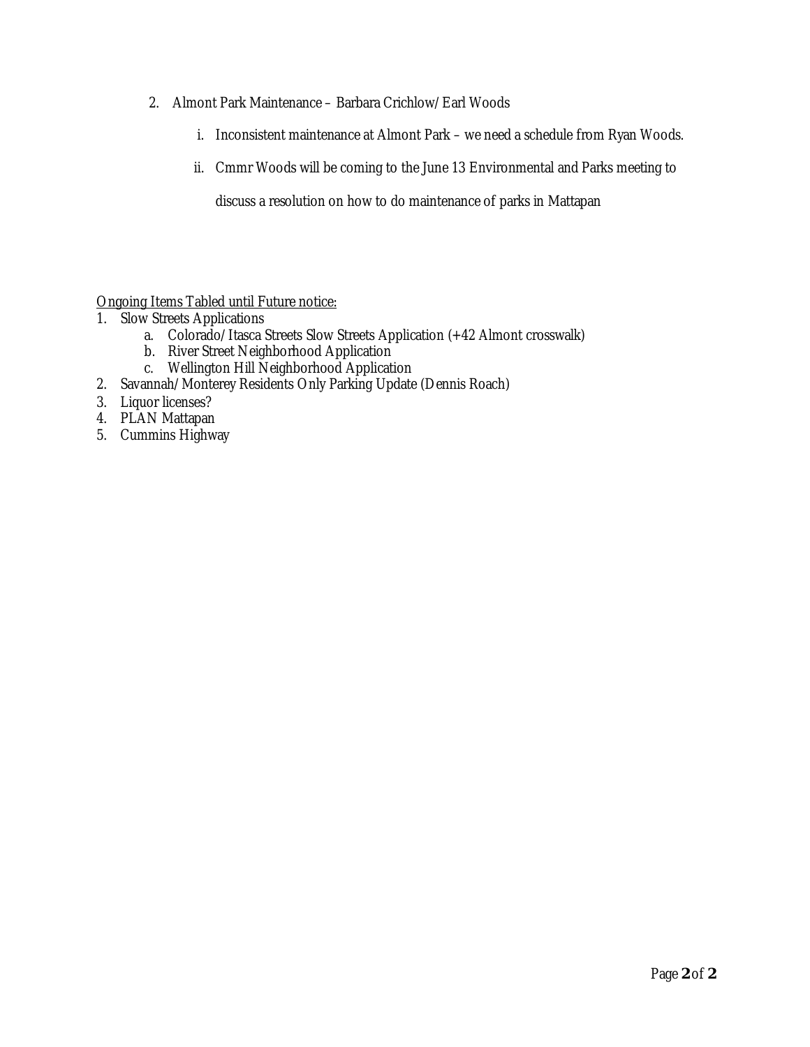2. Almont Park Maintenance – Barbara Crichlow/Earl Woods

    i. Inconsistent maintenance at Almont Park – we need a schedule from Ryan Woods.

    ii. Cmmr Woods will be coming to the June 13 Environmental and Parks meeting to discuss a resolution on how to do maintenance of parks in Mattapan

<u>Ongoing Items Tabled until Future notice:</u>

1. Slow Streets Applications
    a. Colorado/Itasca Streets Slow Streets Application (+42 Almont crosswalk)
    b. River Street Neighborhood Application
    c. Wellington Hill Neighborhood Application
2. Savannah/Monterey Residents Only Parking Update (Dennis Roach)
3. Liquor licenses?
4. PLAN Mattapan
5. Cummins Highway